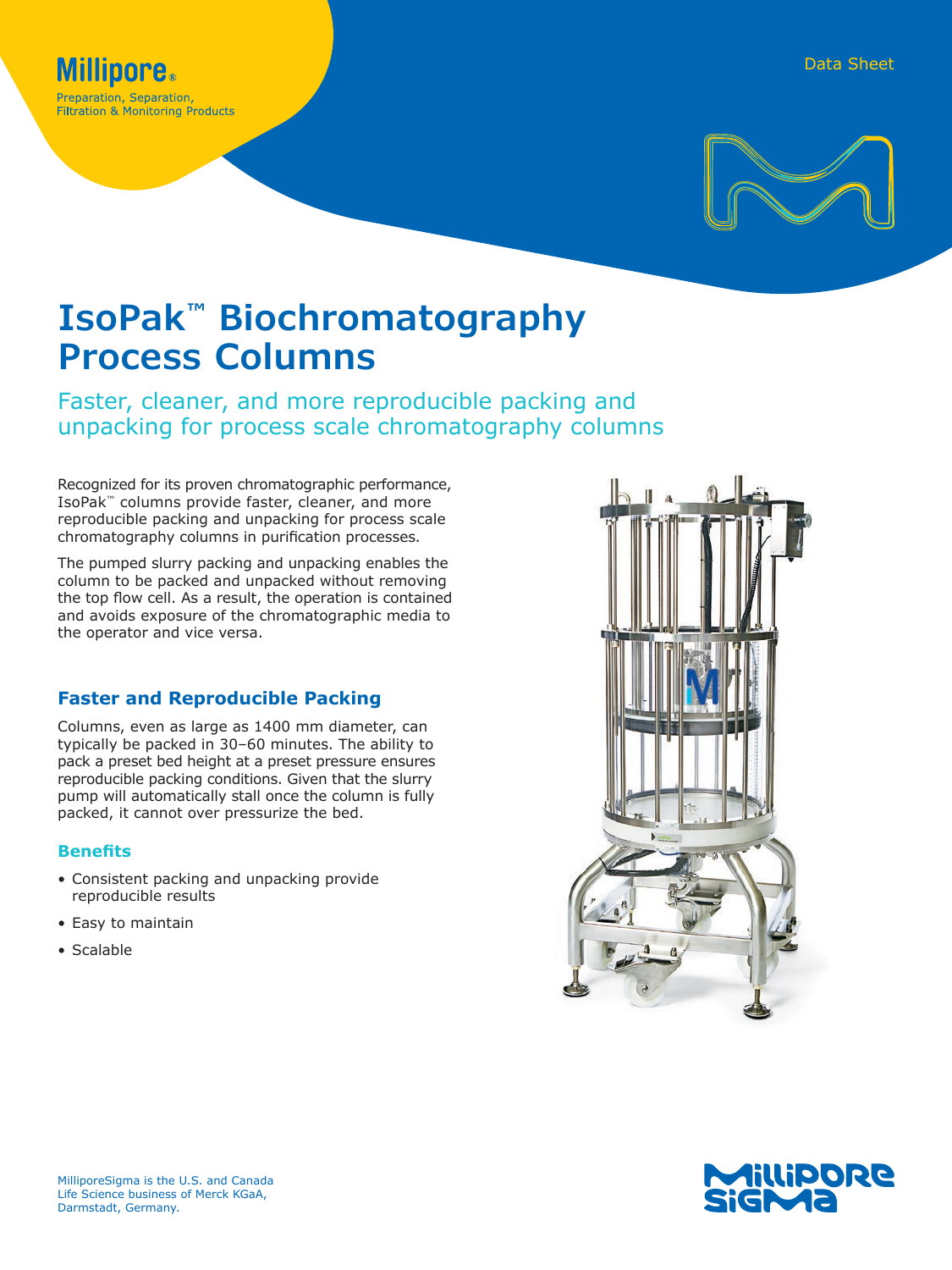Millipore®
Preparation, Separation,
Filtration & Monitoring Products

Data Sheet

# IsoPak™ Biochromatography Process Columns

## Faster, cleaner, and more reproducible packing and unpacking for process scale chromatography columns

Recognized for its proven chromatographic performance, IsoPak™ columns provide faster, cleaner, and more reproducible packing and unpacking for process scale chromatography columns in purification processes.

The pumped slurry packing and unpacking enables the column to be packed and unpacked without removing the top flow cell. As a result, the operation is contained and avoids exposure of the chromatographic media to the operator and vice versa.

### Faster and Reproducible Packing

Columns, even as large as 1400 mm diameter, can typically be packed in 30–60 minutes. The ability to pack a preset bed height at a preset pressure ensures reproducible packing conditions. Given that the slurry pump will automatically stall once the column is fully packed, it cannot over pressurize the bed.

#### Benefits

- Consistent packing and unpacking provide reproducible results
- Easy to maintain
- Scalable

MilliporeSigma is the U.S. and Canada Life Science business of Merck KGaA, Darmstadt, Germany.

MilliporeSigma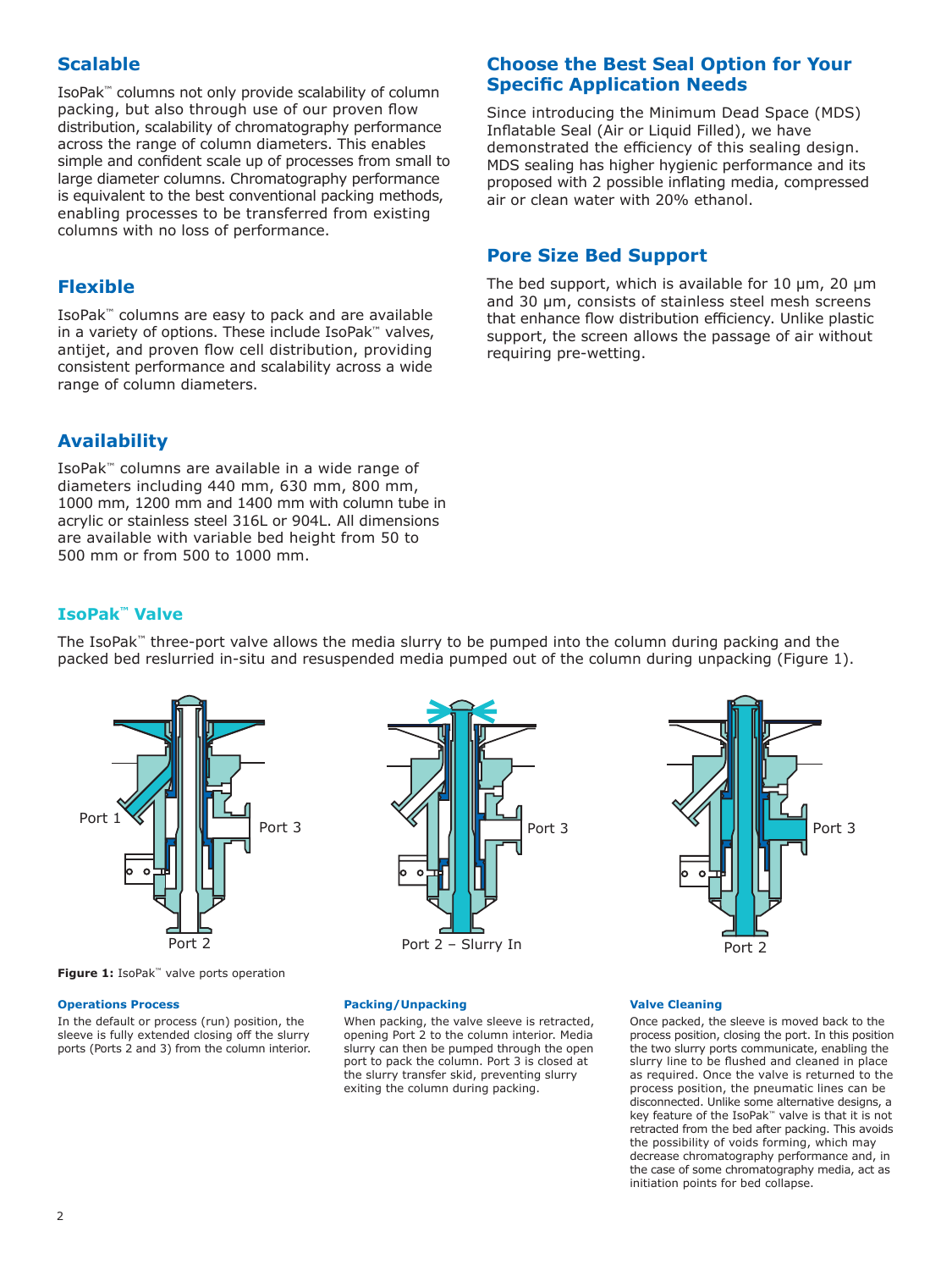## Scalable

IsoPak™ columns not only provide scalability of column packing, but also through use of our proven flow distribution, scalability of chromatography performance across the range of column diameters. This enables simple and confident scale up of processes from small to large diameter columns. Chromatography performance is equivalent to the best conventional packing methods, enabling processes to be transferred from existing columns with no loss of performance.

## Flexible

IsoPak™ columns are easy to pack and are available in a variety of options. These include IsoPak™ valves, antijet, and proven flow cell distribution, providing consistent performance and scalability across a wide range of column diameters.

## Availability

IsoPak™ columns are available in a wide range of diameters including 440 mm, 630 mm, 800 mm, 1000 mm, 1200 mm and 1400 mm with column tube in acrylic or stainless steel 316L or 904L. All dimensions are available with variable bed height from 50 to 500 mm or from 500 to 1000 mm.

## Choose the Best Seal Option for Your Specific Application Needs

Since introducing the Minimum Dead Space (MDS) Inflatable Seal (Air or Liquid Filled), we have demonstrated the efficiency of this sealing design. MDS sealing has higher hygienic performance and its proposed with 2 possible inflating media, compressed air or clean water with 20% ethanol.

## Pore Size Bed Support

The bed support, which is available for 10 µm, 20 µm and 30 µm, consists of stainless steel mesh screens that enhance flow distribution efficiency. Unlike plastic support, the screen allows the passage of air without requiring pre-wetting.

## IsoPak™ Valve

The IsoPak™ three-port valve allows the media slurry to be pumped into the column during packing and the packed bed reslurried in-situ and resuspended media pumped out of the column during unpacking (Figure 1).

Port 1 Port 3 Port 2 | Port 3 Port 2 – Slurry In | Port 3 Port 2

**Figure 1:** IsoPak™ valve ports operation

### Operations Process

In the default or process (run) position, the sleeve is fully extended closing off the slurry ports (Ports 2 and 3) from the column interior.

### Packing/Unpacking

When packing, the valve sleeve is retracted, opening Port 2 to the column interior. Media slurry can then be pumped through the open port to pack the column. Port 3 is closed at the slurry transfer skid, preventing slurry exiting the column during packing.

### Valve Cleaning

Once packed, the sleeve is moved back to the process position, closing the port. In this position the two slurry ports communicate, enabling the slurry line to be flushed and cleaned in place as required. Once the valve is returned to the process position, the pneumatic lines can be disconnected. Unlike some alternative designs, a key feature of the IsoPak™ valve is that it is not retracted from the bed after packing. This avoids the possibility of voids forming, which may decrease chromatography performance and, in the case of some chromatography media, act as initiation points for bed collapse.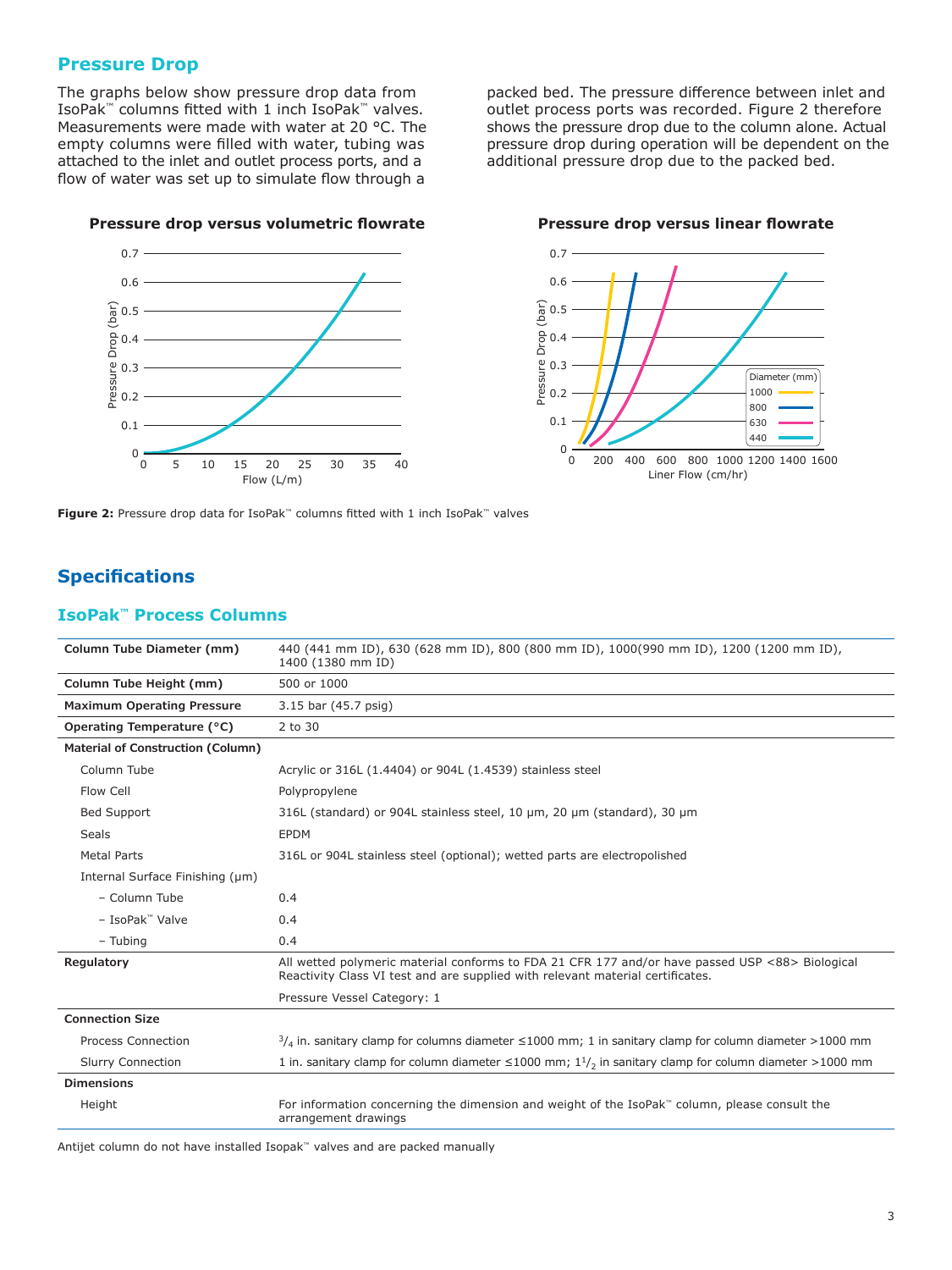## Pressure Drop

The graphs below show pressure drop data from IsoPak™ columns fitted with 1 inch IsoPak™ valves. Measurements were made with water at 20 °C. The empty columns were filled with water, tubing was attached to the inlet and outlet process ports, and a flow of water was set up to simulate flow through a packed bed. The pressure difference between inlet and outlet process ports was recorded. Figure 2 therefore shows the pressure drop due to the column alone. Actual pressure drop during operation will be dependent on the additional pressure drop due to the packed bed.

**Pressure drop versus volumetric flowrate**

**Pressure drop versus linear flowrate**

**Figure 2:** Pressure drop data for IsoPak™ columns fitted with 1 inch IsoPak™ valves

## Specifications

### IsoPak™ Process Columns

| | |
|---|---|
| **Column Tube Diameter (mm)** | 440 (441 mm ID), 630 (628 mm ID), 800 (800 mm ID), 1000(990 mm ID), 1200 (1200 mm ID), 1400 (1380 mm ID) |
| **Column Tube Height (mm)** | 500 or 1000 |
| **Maximum Operating Pressure** | 3.15 bar (45.7 psig) |
| **Operating Temperature (°C)** | 2 to 30 |
| **Material of Construction (Column)** | |
| Column Tube | Acrylic or 316L (1.4404) or 904L (1.4539) stainless steel |
| Flow Cell | Polypropylene |
| Bed Support | 316L (standard) or 904L stainless steel, 10 µm, 20 µm (standard), 30 µm |
| Seals | EPDM |
| Metal Parts | 316L or 904L stainless steel (optional); wetted parts are electropolished |
| Internal Surface Finishing (µm) | |
| – Column Tube | 0.4 |
| – IsoPak™ Valve | 0.4 |
| – Tubing | 0.4 |
| **Regulatory** | All wetted polymeric material conforms to FDA 21 CFR 177 and/or have passed USP <88> Biological Reactivity Class VI test and are supplied with relevant material certificates. |
| | Pressure Vessel Category: 1 |
| **Connection Size** | |
| Process Connection | $^3/_4$ in. sanitary clamp for columns diameter ≤1000 mm; 1 in sanitary clamp for column diameter >1000 mm |
| Slurry Connection | 1 in. sanitary clamp for column diameter ≤1000 mm; $1^1/_2$ in sanitary clamp for column diameter >1000 mm |
| **Dimensions** | |
| Height | For information concerning the dimension and weight of the IsoPak™ column, please consult the arrangement drawings |

Antijet column do not have installed Isopak™ valves and are packed manually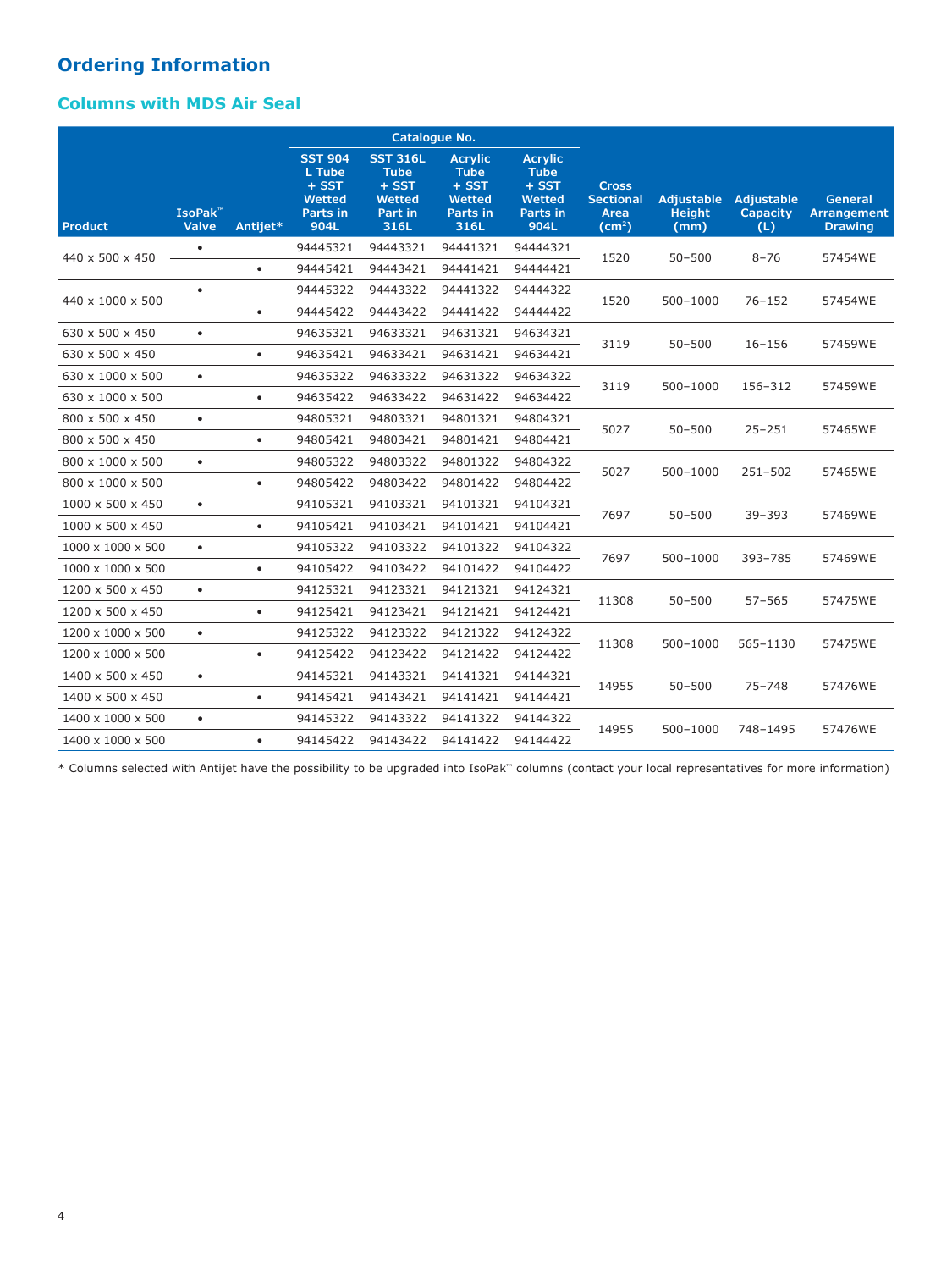## Ordering Information

### Columns with MDS Air Seal

| Product | IsoPak™ Valve | Antijet* | Catalogue No. | | | | Cross Sectional Area ($cm^2$) | Adjustable Height (mm) | Adjustable Capacity (L) | General Arrangement Drawing |
|---|---|---|---|---|---|---|---|---|---|---|
| | | | SST 904 L Tube + SST Wetted Parts in 904L | SST 316L Tube + SST Wetted Part in 316L | Acrylic Tube + SST Wetted Parts in 316L | Acrylic Tube + SST Wetted Parts in 904L | | | | |
| 440 x 500 x 450 | • | | 94445321 | 94443321 | 94441321 | 94444321 | 1520 | 50–500 | 8–76 | 57454WE |
| | | • | 94445421 | 94443421 | 94441421 | 94444421 | | | | |
| 440 x 1000 x 500 | • | | 94445322 | 94443322 | 94441322 | 94444322 | 1520 | 500–1000 | 76–152 | 57454WE |
| | | • | 94445422 | 94443422 | 94441422 | 94444422 | | | | |
| 630 x 500 x 450 | • | | 94635321 | 94633321 | 94631321 | 94634321 | 3119 | 50–500 | 16–156 | 57459WE |
| 630 x 500 x 450 | | • | 94635421 | 94633421 | 94631421 | 94634421 | | | | |
| 630 x 1000 x 500 | • | | 94635322 | 94633322 | 94631322 | 94634322 | 3119 | 500–1000 | 156–312 | 57459WE |
| 630 x 1000 x 500 | | • | 94635422 | 94633422 | 94631422 | 94634422 | | | | |
| 800 x 500 x 450 | • | | 94805321 | 94803321 | 94801321 | 94804321 | 5027 | 50–500 | 25–251 | 57465WE |
| 800 x 500 x 450 | | • | 94805421 | 94803421 | 94801421 | 94804421 | | | | |
| 800 x 1000 x 500 | • | | 94805322 | 94803322 | 94801322 | 94804322 | 5027 | 500–1000 | 251–502 | 57465WE |
| 800 x 1000 x 500 | | • | 94805422 | 94803422 | 94801422 | 94804422 | | | | |
| 1000 x 500 x 450 | • | | 94105321 | 94103321 | 94101321 | 94104321 | 7697 | 50–500 | 39–393 | 57469WE |
| 1000 x 500 x 450 | | • | 94105421 | 94103421 | 94101421 | 94104421 | | | | |
| 1000 x 1000 x 500 | • | | 94105322 | 94103322 | 94101322 | 94104322 | 7697 | 500–1000 | 393–785 | 57469WE |
| 1000 x 1000 x 500 | | • | 94105422 | 94103422 | 94101422 | 94104422 | | | | |
| 1200 x 500 x 450 | • | | 94125321 | 94123321 | 94121321 | 94124321 | 11308 | 50–500 | 57–565 | 57475WE |
| 1200 x 500 x 450 | | • | 94125421 | 94123421 | 94121421 | 94124421 | | | | |
| 1200 x 1000 x 500 | • | | 94125322 | 94123322 | 94121322 | 94124322 | 11308 | 500–1000 | 565–1130 | 57475WE |
| 1200 x 1000 x 500 | | • | 94125422 | 94123422 | 94121422 | 94124422 | | | | |
| 1400 x 500 x 450 | • | | 94145321 | 94143321 | 94141321 | 94144321 | 14955 | 50–500 | 75–748 | 57476WE |
| 1400 x 500 x 450 | | • | 94145421 | 94143421 | 94141421 | 94144421 | | | | |
| 1400 x 1000 x 500 | • | | 94145322 | 94143322 | 94141322 | 94144322 | 14955 | 500–1000 | 748–1495 | 57476WE |
| 1400 x 1000 x 500 | | • | 94145422 | 94143422 | 94141422 | 94144422 | | | | |

* Columns selected with Antijet have the possibility to be upgraded into IsoPak™ columns (contact your local representatives for more information)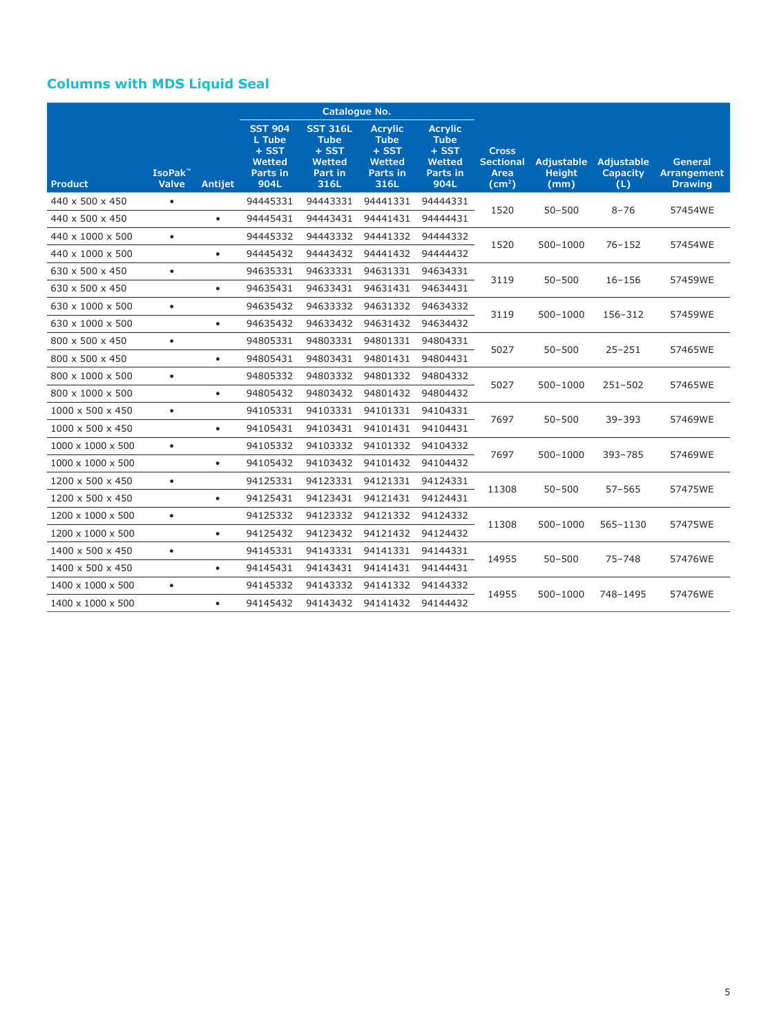## Columns with MDS Liquid Seal

| Product | IsoPak™ Valve | Antijet | Catalogue No. | | | | Cross Sectional Area (cm²) | Adjustable Height (mm) | Adjustable Capacity (L) | General Arrangement Drawing |
|---|---|---|---|---|---|---|---|---|---|---|
| | | | SST 904 L Tube + SST Wetted Parts in 904L | SST 316L Tube + SST Wetted Part in 316L | Acrylic Tube + SST Wetted Parts in 316L | Acrylic Tube + SST Wetted Parts in 904L | | | | |
| 440 x 500 x 450 | • | | 94445331 | 94443331 | 94441331 | 94444331 | 1520 | 50–500 | 8–76 | 57454WE |
| 440 x 500 x 450 | | • | 94445431 | 94443431 | 94441431 | 94444431 | | | | |
| 440 x 1000 x 500 | • | | 94445332 | 94443332 | 94441332 | 94444332 | 1520 | 500–1000 | 76–152 | 57454WE |
| 440 x 1000 x 500 | | • | 94445432 | 94443432 | 94441432 | 94444432 | | | | |
| 630 x 500 x 450 | • | | 94635331 | 94633331 | 94631331 | 94634331 | 3119 | 50–500 | 16–156 | 57459WE |
| 630 x 500 x 450 | | • | 94635431 | 94633431 | 94631431 | 94634431 | | | | |
| 630 x 1000 x 500 | • | | 94635432 | 94633332 | 94631332 | 94634332 | 3119 | 500–1000 | 156–312 | 57459WE |
| 630 x 1000 x 500 | | • | 94635432 | 94633432 | 94631432 | 94634432 | | | | |
| 800 x 500 x 450 | • | | 94805331 | 94803331 | 94801331 | 94804331 | 5027 | 50–500 | 25–251 | 57465WE |
| 800 x 500 x 450 | | • | 94805431 | 94803431 | 94801431 | 94804431 | | | | |
| 800 x 1000 x 500 | • | | 94805332 | 94803332 | 94801332 | 94804332 | 5027 | 500–1000 | 251–502 | 57465WE |
| 800 x 1000 x 500 | | • | 94805432 | 94803432 | 94801432 | 94804432 | | | | |
| 1000 x 500 x 450 | • | | 94105331 | 94103331 | 94101331 | 94104331 | 7697 | 50–500 | 39–393 | 57469WE |
| 1000 x 500 x 450 | | • | 94105431 | 94103431 | 94101431 | 94104431 | | | | |
| 1000 x 1000 x 500 | • | | 94105332 | 94103332 | 94101332 | 94104332 | 7697 | 500–1000 | 393–785 | 57469WE |
| 1000 x 1000 x 500 | | • | 94105432 | 94103432 | 94101432 | 94104432 | | | | |
| 1200 x 500 x 450 | • | | 94125331 | 94123331 | 94121331 | 94124331 | 11308 | 50–500 | 57–565 | 57475WE |
| 1200 x 500 x 450 | | • | 94125431 | 94123431 | 94121431 | 94124431 | | | | |
| 1200 x 1000 x 500 | • | | 94125332 | 94123332 | 94121332 | 94124332 | 11308 | 500–1000 | 565–1130 | 57475WE |
| 1200 x 1000 x 500 | | • | 94125432 | 94123432 | 94121432 | 94124432 | | | | |
| 1400 x 500 x 450 | • | | 94145331 | 94143331 | 94141331 | 94144331 | 14955 | 50–500 | 75–748 | 57476WE |
| 1400 x 500 x 450 | | • | 94145431 | 94143431 | 94141431 | 94144431 | | | | |
| 1400 x 1000 x 500 | • | | 94145332 | 94143332 | 94141332 | 94144332 | 14955 | 500–1000 | 748–1495 | 57476WE |
| 1400 x 1000 x 500 | | • | 94145432 | 94143432 | 94141432 | 94144432 | | | | |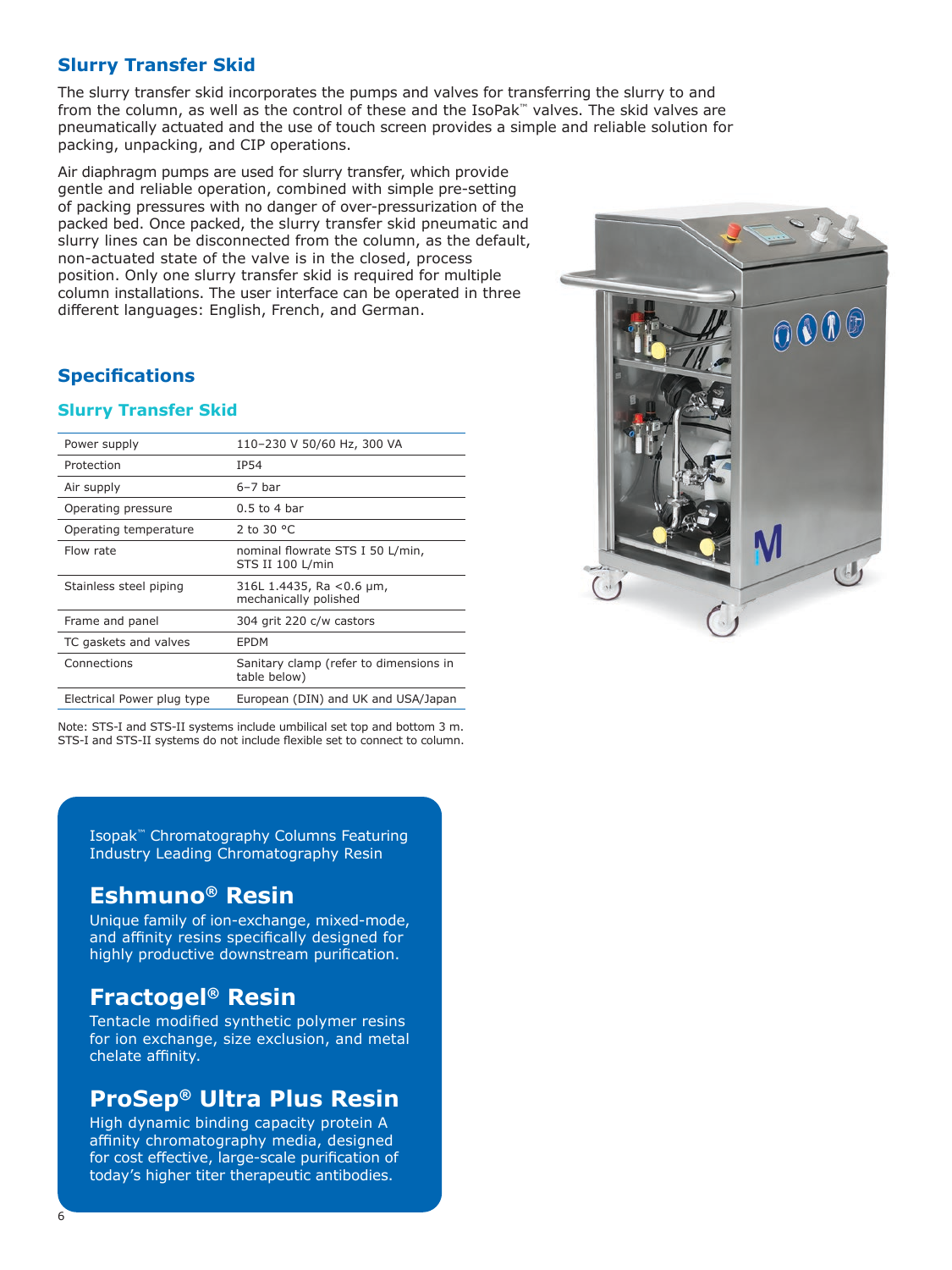## Slurry Transfer Skid

The slurry transfer skid incorporates the pumps and valves for transferring the slurry to and from the column, as well as the control of these and the IsoPak™ valves. The skid valves are pneumatically actuated and the use of touch screen provides a simple and reliable solution for packing, unpacking, and CIP operations.

Air diaphragm pumps are used for slurry transfer, which provide gentle and reliable operation, combined with simple pre-setting of packing pressures with no danger of over-pressurization of the packed bed. Once packed, the slurry transfer skid pneumatic and slurry lines can be disconnected from the column, as the default, non-actuated state of the valve is in the closed, process position. Only one slurry transfer skid is required for multiple column installations. The user interface can be operated in three different languages: English, French, and German.

## Specifications

### Slurry Transfer Skid

| | |
|---|---|
| Power supply | 110–230 V 50/60 Hz, 300 VA |
| Protection | IP54 |
| Air supply | 6–7 bar |
| Operating pressure | 0.5 to 4 bar |
| Operating temperature | 2 to 30 °C |
| Flow rate | nominal flowrate STS I 50 L/min, STS II 100 L/min |
| Stainless steel piping | 316L 1.4435, Ra <0.6 µm, mechanically polished |
| Frame and panel | 304 grit 220 c/w castors |
| TC gaskets and valves | EPDM |
| Connections | Sanitary clamp (refer to dimensions in table below) |
| Electrical Power plug type | European (DIN) and UK and USA/Japan |

Note: STS-I and STS-II systems include umbilical set top and bottom 3 m. STS-I and STS-II systems do not include flexible set to connect to column.

Isopak™ Chromatography Columns Featuring Industry Leading Chromatography Resin

### Eshmuno® Resin

Unique family of ion-exchange, mixed-mode, and affinity resins specifically designed for highly productive downstream purification.

### Fractogel® Resin

Tentacle modified synthetic polymer resins for ion exchange, size exclusion, and metal chelate affinity.

### ProSep® Ultra Plus Resin

High dynamic binding capacity protein A affinity chromatography media, designed for cost effective, large-scale purification of today's higher titer therapeutic antibodies.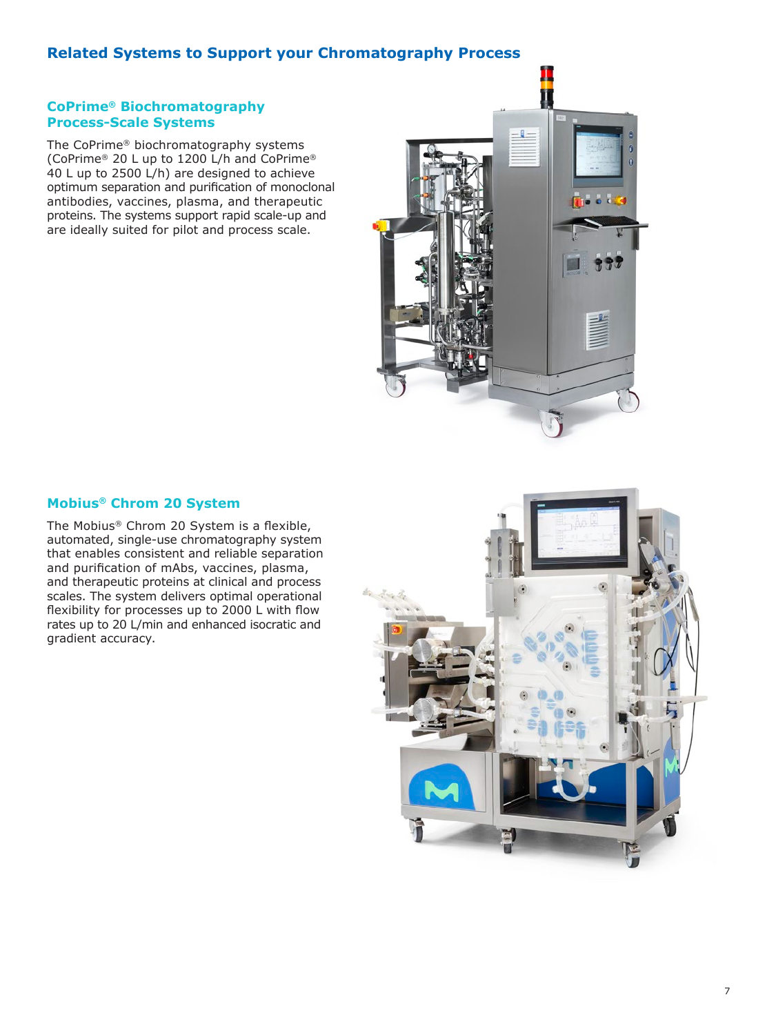## Related Systems to Support your Chromatography Process

### CoPrime® Biochromatography Process-Scale Systems

The CoPrime® biochromatography systems (CoPrime® 20 L up to 1200 L/h and CoPrime® 40 L up to 2500 L/h) are designed to achieve optimum separation and purification of monoclonal antibodies, vaccines, plasma, and therapeutic proteins. The systems support rapid scale-up and are ideally suited for pilot and process scale.

### Mobius® Chrom 20 System

The Mobius® Chrom 20 System is a flexible, automated, single-use chromatography system that enables consistent and reliable separation and purification of mAbs, vaccines, plasma, and therapeutic proteins at clinical and process scales. The system delivers optimal operational flexibility for processes up to 2000 L with flow rates up to 20 L/min and enhanced isocratic and gradient accuracy.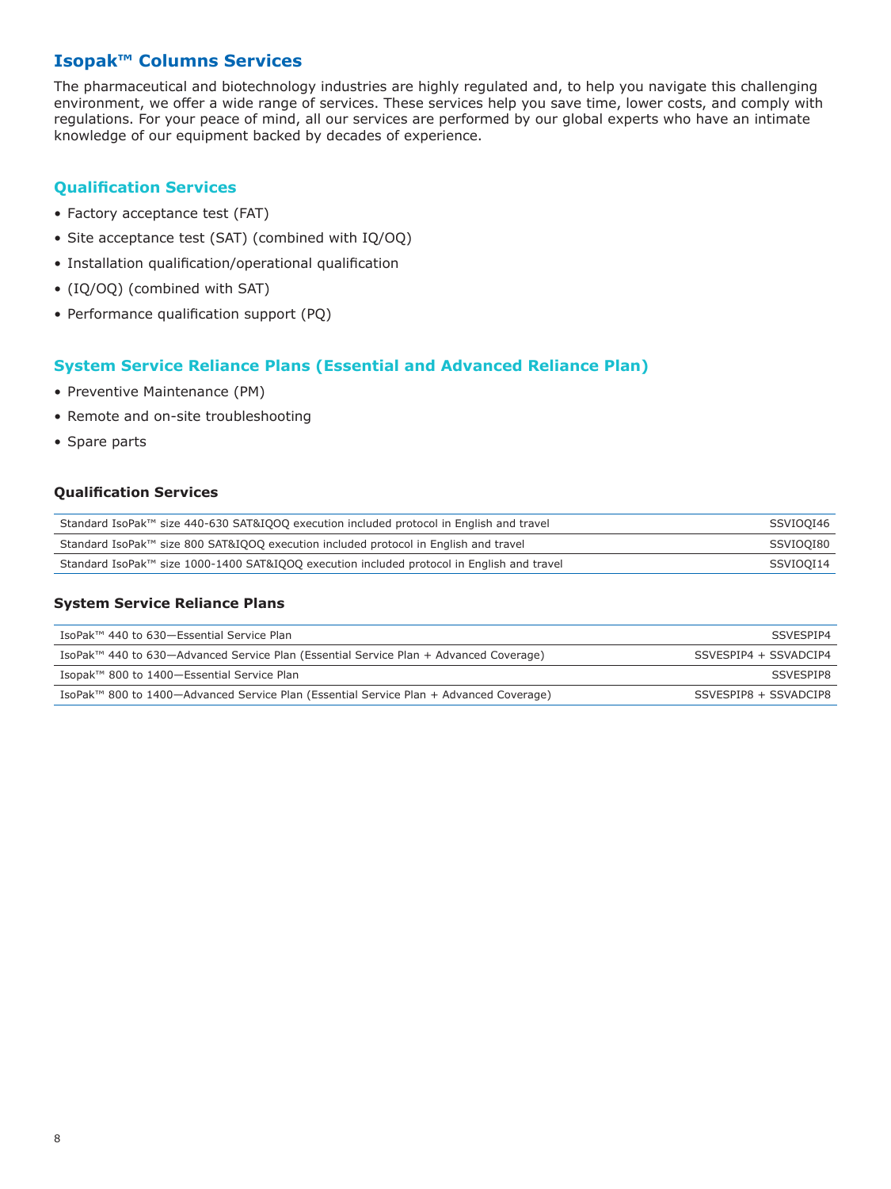## Isopak™ Columns Services

The pharmaceutical and biotechnology industries are highly regulated and, to help you navigate this challenging environment, we offer a wide range of services. These services help you save time, lower costs, and comply with regulations. For your peace of mind, all our services are performed by our global experts who have an intimate knowledge of our equipment backed by decades of experience.

### Qualification Services

- Factory acceptance test (FAT)
- Site acceptance test (SAT) (combined with IQ/OQ)
- Installation qualification/operational qualification
- (IQ/OQ) (combined with SAT)
- Performance qualification support (PQ)

### System Service Reliance Plans (Essential and Advanced Reliance Plan)

- Preventive Maintenance (PM)
- Remote and on-site troubleshooting
- Spare parts

#### Qualification Services

| | |
|---|---|
| Standard IsoPak™ size 440-630 SAT&IQOQ execution included protocol in English and travel | SSVIOQI46 |
| Standard IsoPak™ size 800 SAT&IQOQ execution included protocol in English and travel | SSVIOQI80 |
| Standard IsoPak™ size 1000-1400 SAT&IQOQ execution included protocol in English and travel | SSVIOQI14 |

#### System Service Reliance Plans

| | |
|---|---|
| IsoPak™ 440 to 630—Essential Service Plan | SSVESPIP4 |
| IsoPak™ 440 to 630—Advanced Service Plan (Essential Service Plan + Advanced Coverage) | SSVESPIP4 + SSVADCIP4 |
| Isopak™ 800 to 1400—Essential Service Plan | SSVESPIP8 |
| IsoPak™ 800 to 1400—Advanced Service Plan (Essential Service Plan + Advanced Coverage) | SSVESPIP8 + SSVADCIP8 |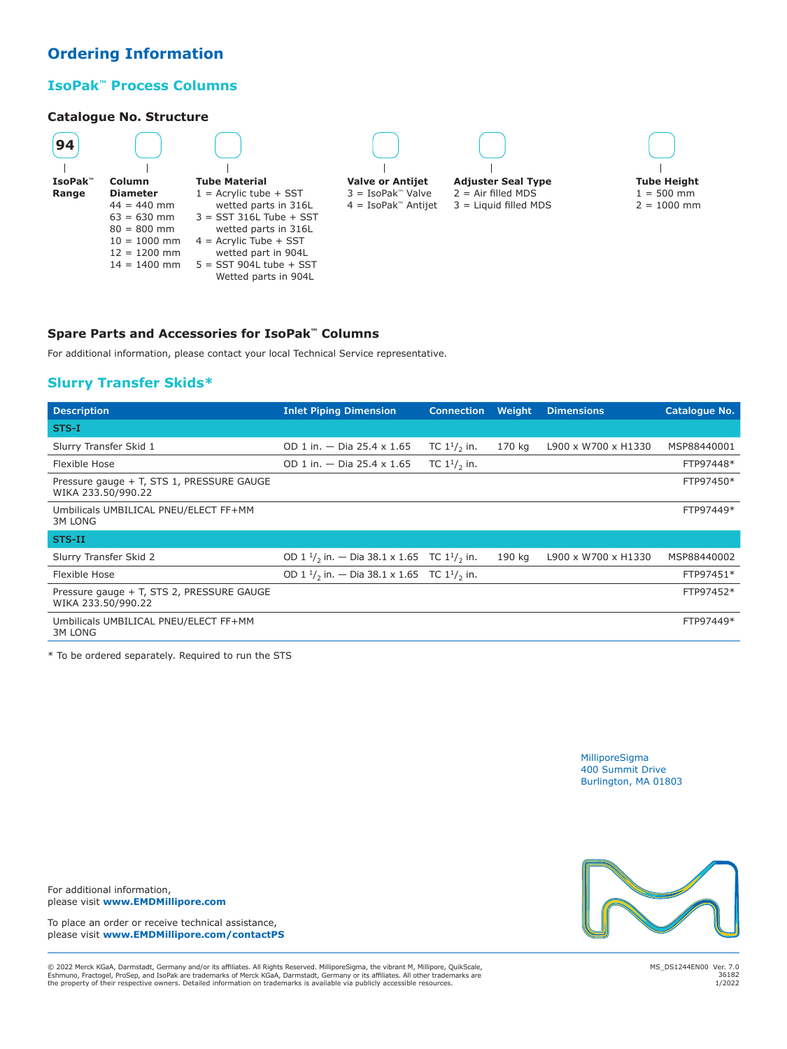## Ordering Information

### IsoPak™ Process Columns

#### Catalogue No. Structure

| 94 | ☐ | ☐ | ☐ | ☐ | ☐ |
|---|---|---|---|---|---|
| **IsoPak™ Range** | **Column Diameter**<br>44 = 440 mm<br>63 = 630 mm<br>80 = 800 mm<br>10 = 1000 mm<br>12 = 1200 mm<br>14 = 1400 mm | **Tube Material**<br>1 = Acrylic tube + SST wetted parts in 316L<br>3 = SST 316L Tube + SST wetted parts in 316L<br>4 = Acrylic Tube + SST wetted part in 904L<br>5 = SST 904L tube + SST Wetted parts in 904L | **Valve or Antijet**<br>3 = IsoPak™ Valve<br>4 = IsoPak™ Antijet | **Adjuster Seal Type**<br>2 = Air filled MDS<br>3 = Liquid filled MDS | **Tube Height**<br>1 = 500 mm<br>2 = 1000 mm |

#### Spare Parts and Accessories for IsoPak™ Columns

For additional information, please contact your local Technical Service representative.

### Slurry Transfer Skids*

| Description | Inlet Piping Dimension | Connection | Weight | Dimensions | Catalogue No. |
|---|---|---|---|---|---|
| **STS-I** | | | | | |
| Slurry Transfer Skid 1 | OD 1 in. — Dia 25.4 x 1.65 | TC $1^1/_2$ in. | 170 kg | L900 x W700 x H1330 | MSP88440001 |
| Flexible Hose | OD 1 in. — Dia 25.4 x 1.65 | TC $1^1/_2$ in. | | | FTP97448* |
| Pressure gauge + T, STS 1, PRESSURE GAUGE WIKA 233.50/990.22 | | | | | FTP97450* |
| Umbilicals UMBILICAL PNEU/ELECT FF+MM 3M LONG | | | | | FTP97449* |
| **STS-II** | | | | | |
| Slurry Transfer Skid 2 | OD $1\,^1/_2$ in. — Dia 38.1 x 1.65 | TC $1^1/_2$ in. | 190 kg | L900 x W700 x H1330 | MSP88440002 |
| Flexible Hose | OD $1\,^1/_2$ in. — Dia 38.1 x 1.65 | TC $1^1/_2$ in. | | | FTP97451* |
| Pressure gauge + T, STS 2, PRESSURE GAUGE WIKA 233.50/990.22 | | | | | FTP97452* |
| Umbilicals UMBILICAL PNEU/ELECT FF+MM 3M LONG | | | | | FTP97449* |

* To be ordered separately. Required to run the STS

MilliporeSigma
400 Summit Drive
Burlington, MA 01803

For additional information, please visit **www.EMDMillipore.com**

To place an order or receive technical assistance, please visit **www.EMDMillipore.com/contactPS**

© 2022 Merck KGaA, Darmstadt, Germany and/or its affiliates. All Rights Reserved. MilliporeSigma, the vibrant M, Millipore, QuikScale, Eshmuno, Fractogel, ProSep, and IsoPak are trademarks of Merck KGaA, Darmstadt, Germany or its affiliates. All other trademarks are the property of their respective owners. Detailed information on trademarks is available via publicly accessible resources.

MS_DS1244EN00 Ver. 7.0
36182
1/2022